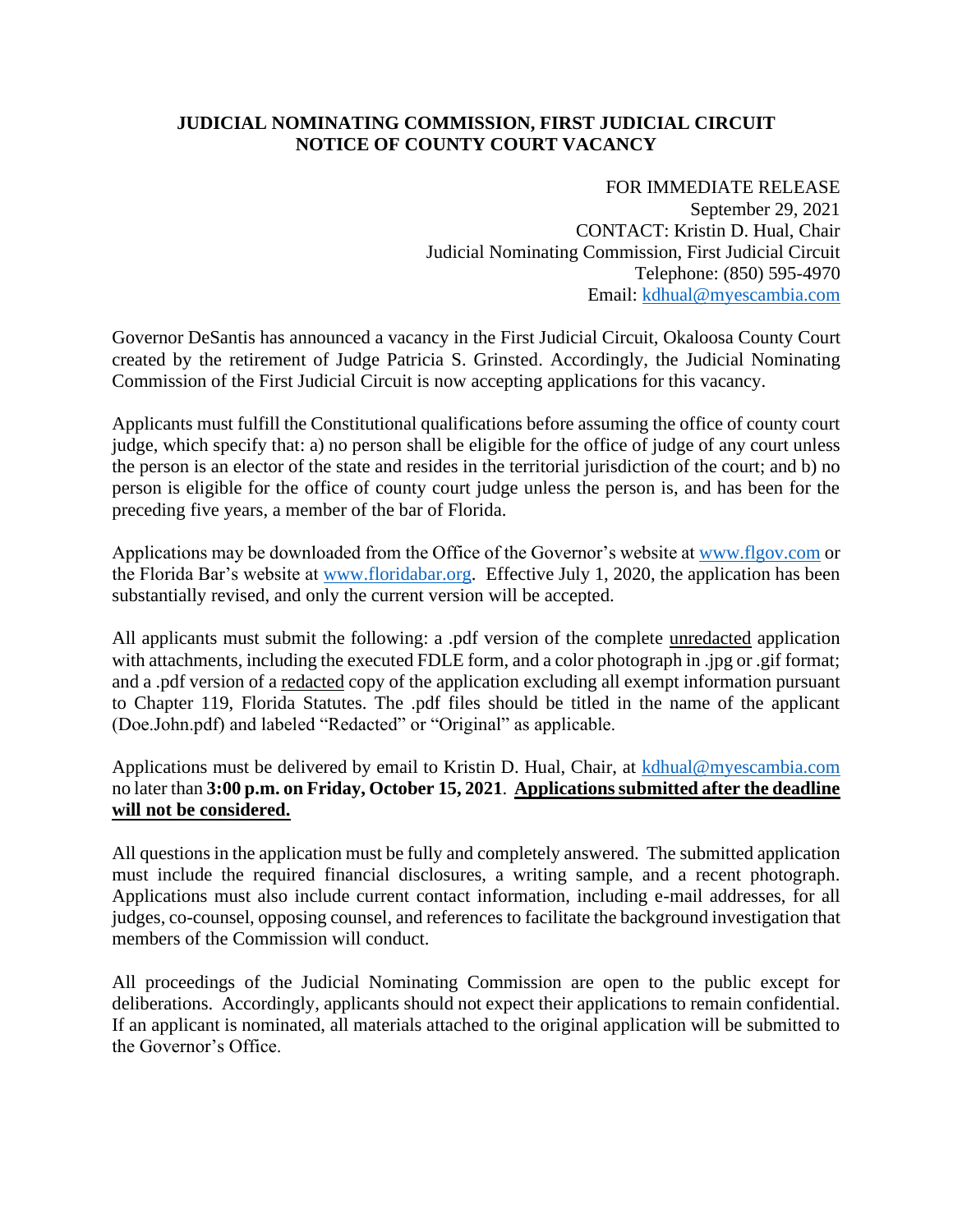**JUDICIAL NOMINATING COMMISSION, FIRST JUDICIAL CIRCUIT**
**NOTICE OF COUNTY COURT VACANCY**

FOR IMMEDIATE RELEASE
September 29, 2021
CONTACT: Kristin D. Hual, Chair
Judicial Nominating Commission, First Judicial Circuit
Telephone: (850) 595-4970
Email: kdhual@myescambia.com

Governor DeSantis has announced a vacancy in the First Judicial Circuit, Okaloosa County Court created by the retirement of Judge Patricia S. Grinsted. Accordingly, the Judicial Nominating Commission of the First Judicial Circuit is now accepting applications for this vacancy.

Applicants must fulfill the Constitutional qualifications before assuming the office of county court judge, which specify that: a) no person shall be eligible for the office of judge of any court unless the person is an elector of the state and resides in the territorial jurisdiction of the court; and b) no person is eligible for the office of county court judge unless the person is, and has been for the preceding five years, a member of the bar of Florida.

Applications may be downloaded from the Office of the Governor's website at www.flgov.com or the Florida Bar's website at www.floridabar.org. Effective July 1, 2020, the application has been substantially revised, and only the current version will be accepted.

All applicants must submit the following: a .pdf version of the complete unredacted application with attachments, including the executed FDLE form, and a color photograph in .jpg or .gif format; and a .pdf version of a redacted copy of the application excluding all exempt information pursuant to Chapter 119, Florida Statutes. The .pdf files should be titled in the name of the applicant (Doe.John.pdf) and labeled "Redacted" or "Original" as applicable.

Applications must be delivered by email to Kristin D. Hual, Chair, at kdhual@myescambia.com no later than **3:00 p.m. on Friday, October 15, 2021**. **Applications submitted after the deadline will not be considered.**

All questions in the application must be fully and completely answered. The submitted application must include the required financial disclosures, a writing sample, and a recent photograph. Applications must also include current contact information, including e-mail addresses, for all judges, co-counsel, opposing counsel, and references to facilitate the background investigation that members of the Commission will conduct.

All proceedings of the Judicial Nominating Commission are open to the public except for deliberations. Accordingly, applicants should not expect their applications to remain confidential. If an applicant is nominated, all materials attached to the original application will be submitted to the Governor's Office.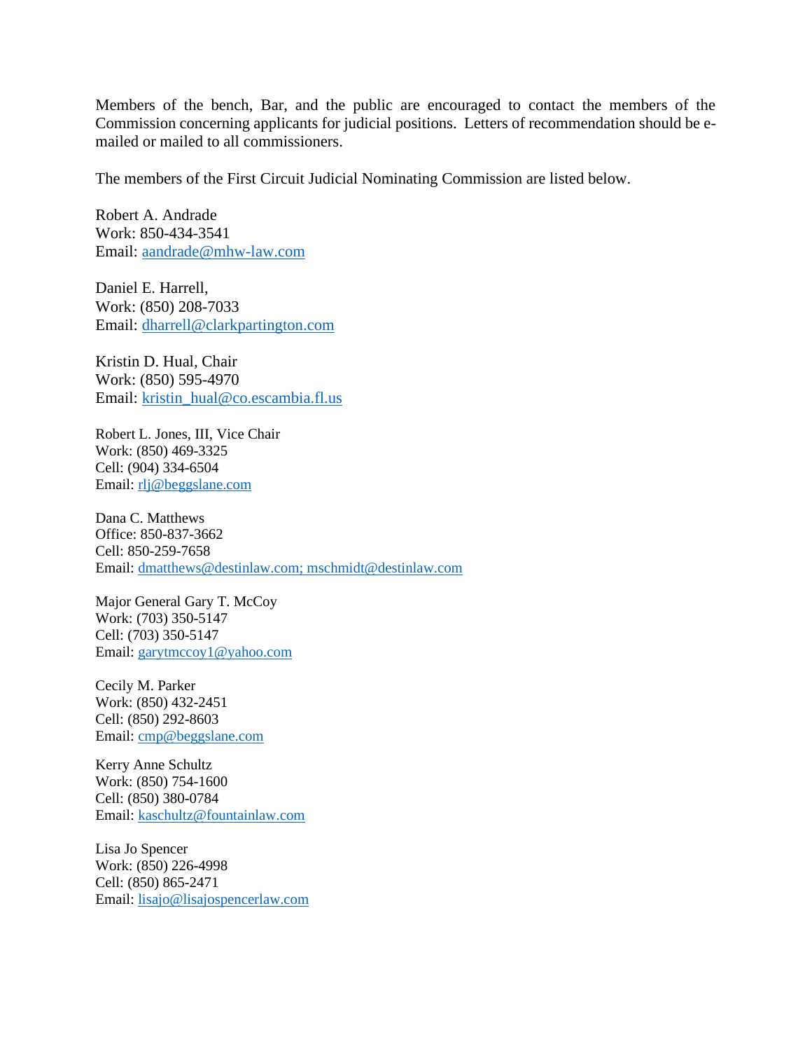Members of the bench, Bar, and the public are encouraged to contact the members of the Commission concerning applicants for judicial positions. Letters of recommendation should be e-mailed or mailed to all commissioners.

The members of the First Circuit Judicial Nominating Commission are listed below.

Robert A. Andrade
Work: 850-434-3541
Email: aandrade@mhw-law.com

Daniel E. Harrell,
Work: (850) 208-7033
Email: dharrell@clarkpartington.com

Kristin D. Hual, Chair
Work: (850) 595-4970
Email: kristin_hual@co.escambia.fl.us

Robert L. Jones, III, Vice Chair
Work: (850) 469-3325
Cell: (904) 334-6504
Email: rlj@beggslane.com

Dana C. Matthews
Office: 850-837-3662
Cell: 850-259-7658
Email: dmatthews@destinlaw.com; mschmidt@destinlaw.com

Major General Gary T. McCoy
Work: (703) 350-5147
Cell: (703) 350-5147
Email: garytmccoy1@yahoo.com

Cecily M. Parker
Work: (850) 432-2451
Cell: (850) 292-8603
Email: cmp@beggslane.com

Kerry Anne Schultz
Work: (850) 754-1600
Cell: (850) 380-0784
Email: kaschultz@fountainlaw.com

Lisa Jo Spencer
Work: (850) 226-4998
Cell: (850) 865-2471
Email: lisajo@lisajospencerlaw.com